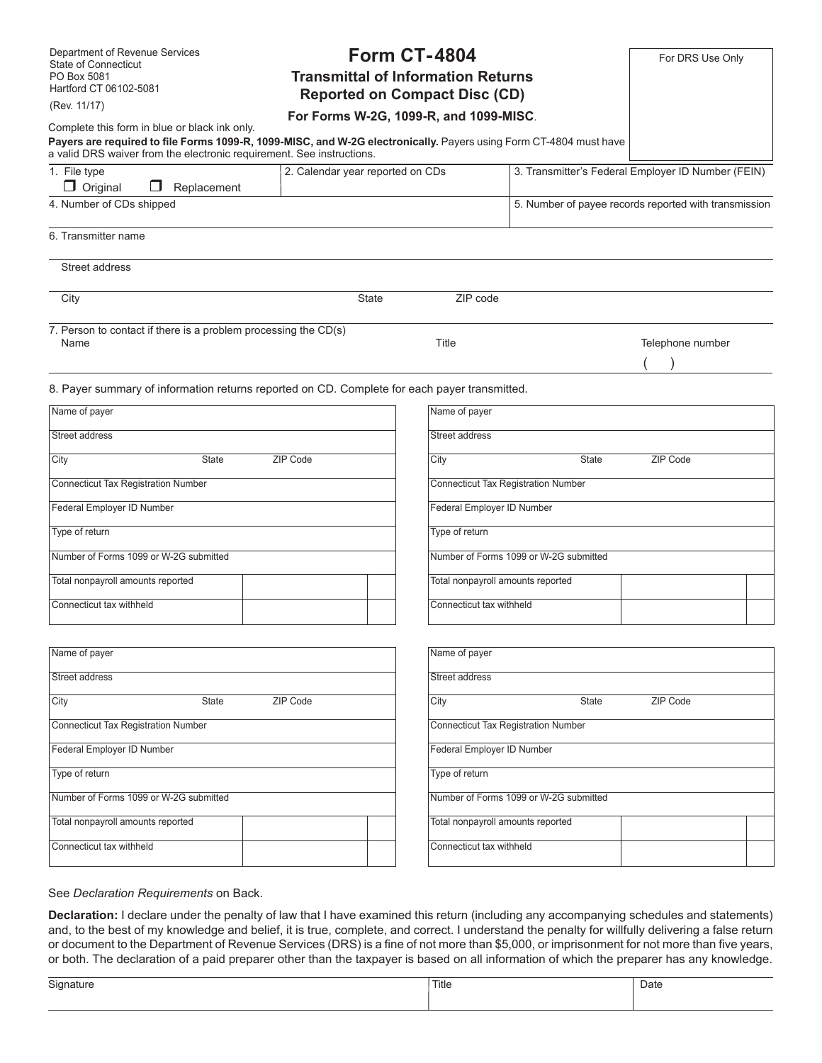Department of Revenue Services
State of Connecticut
PO Box 5081
Hartford CT 06102-5081

(Rev. 11/17)

# Form CT-4804

## Transmittal of Information Returns Reported on Compact Disc (CD)

### For Forms W-2G, 1099-R, and 1099-MISC.

For DRS Use Only

Complete this form in blue or black ink only.

**Payers are required to file Forms 1099-R, 1099-MISC, and W-2G electronically.** Payers using Form CT-4804 must have a valid DRS waiver from the electronic requirement. See instructions.

| 1. File type ☐ Original ☐ Replacement | 2. Calendar year reported on CDs | 3. Transmitter's Federal Employer ID Number (FEIN) |
|---|---|---|
| 4. Number of CDs shipped | | 5. Number of payee records reported with transmission |

6. Transmitter name

Street address

City | State | ZIP code

7. Person to contact if there is a problem processing the CD(s)

Name | Title | Telephone number ( )

8. Payer summary of information returns reported on CD. Complete for each payer transmitted.

| Name of payer | | |
|---|---|---|
| Street address | | |
| City | State | ZIP Code |
| Connecticut Tax Registration Number | | |
| Federal Employer ID Number | | |
| Type of return | | |
| Number of Forms 1099 or W-2G submitted | | |
| Total nonpayroll amounts reported | | |
| Connecticut tax withheld | | |

| Name of payer | | |
|---|---|---|
| Street address | | |
| City | State | ZIP Code |
| Connecticut Tax Registration Number | | |
| Federal Employer ID Number | | |
| Type of return | | |
| Number of Forms 1099 or W-2G submitted | | |
| Total nonpayroll amounts reported | | |
| Connecticut tax withheld | | |

| Name of payer | | |
|---|---|---|
| Street address | | |
| City | State | ZIP Code |
| Connecticut Tax Registration Number | | |
| Federal Employer ID Number | | |
| Type of return | | |
| Number of Forms 1099 or W-2G submitted | | |
| Total nonpayroll amounts reported | | |
| Connecticut tax withheld | | |

| Name of payer | | |
|---|---|---|
| Street address | | |
| City | State | ZIP Code |
| Connecticut Tax Registration Number | | |
| Federal Employer ID Number | | |
| Type of return | | |
| Number of Forms 1099 or W-2G submitted | | |
| Total nonpayroll amounts reported | | |
| Connecticut tax withheld | | |

See *Declaration Requirements* on Back.

**Declaration:** I declare under the penalty of law that I have examined this return (including any accompanying schedules and statements) and, to the best of my knowledge and belief, it is true, complete, and correct. I understand the penalty for willfully delivering a false return or document to the Department of Revenue Services (DRS) is a fine of not more than $5,000, or imprisonment for not more than five years, or both. The declaration of a paid preparer other than the taxpayer is based on all information of which the preparer has any knowledge.

| Signature | Title | Date |
|---|---|---|
| | | |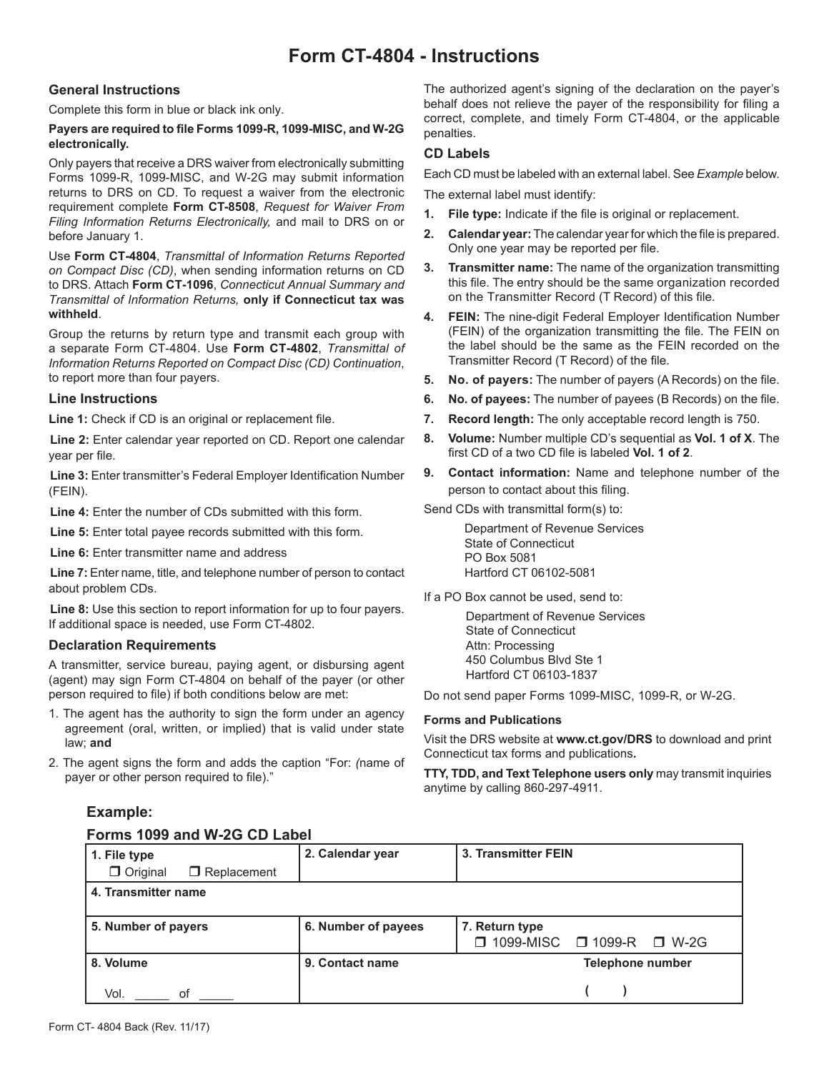# Form CT-4804 - Instructions

## General Instructions

Complete this form in blue or black ink only.

**Payers are required to file Forms 1099-R, 1099-MISC, and W-2G electronically.**

Only payers that receive a DRS waiver from electronically submitting Forms 1099-R, 1099-MISC, and W-2G may submit information returns to DRS on CD. To request a waiver from the electronic requirement complete **Form CT-8508**, *Request for Waiver From Filing Information Returns Electronically,* and mail to DRS on or before January 1.

Use **Form CT-4804**, *Transmittal of Information Returns Reported on Compact Disc (CD)*, when sending information returns on CD to DRS. Attach **Form CT-1096**, *Connecticut Annual Summary and Transmittal of Information Returns,* **only if Connecticut tax was withheld**.

Group the returns by return type and transmit each group with a separate Form CT-4804. Use **Form CT-4802**, *Transmittal of Information Returns Reported on Compact Disc (CD) Continuation*, to report more than four payers.

## Line Instructions

**Line 1:** Check if CD is an original or replacement file.

**Line 2:** Enter calendar year reported on CD. Report one calendar year per file.

**Line 3:** Enter transmitter's Federal Employer Identification Number (FEIN).

**Line 4:** Enter the number of CDs submitted with this form.

**Line 5:** Enter total payee records submitted with this form.

**Line 6:** Enter transmitter name and address

**Line 7:** Enter name, title, and telephone number of person to contact about problem CDs.

**Line 8:** Use this section to report information for up to four payers. If additional space is needed, use Form CT-4802.

## Declaration Requirements

A transmitter, service bureau, paying agent, or disbursing agent (agent) may sign Form CT-4804 on behalf of the payer (or other person required to file) if both conditions below are met:

1. The agent has the authority to sign the form under an agency agreement (oral, written, or implied) that is valid under state law; **and**
2. The agent signs the form and adds the caption "For: *(*name of payer or other person required to file)."

The authorized agent's signing of the declaration on the payer's behalf does not relieve the payer of the responsibility for filing a correct, complete, and timely Form CT-4804, or the applicable penalties.

## CD Labels

Each CD must be labeled with an external label. See *Example* below.

The external label must identify:

1. **File type:** Indicate if the file is original or replacement.
2. **Calendar year:** The calendar year for which the file is prepared. Only one year may be reported per file.
3. **Transmitter name:** The name of the organization transmitting this file. The entry should be the same organization recorded on the Transmitter Record (T Record) of this file.
4. **FEIN:** The nine-digit Federal Employer Identification Number (FEIN) of the organization transmitting the file. The FEIN on the label should be the same as the FEIN recorded on the Transmitter Record (T Record) of the file.
5. **No. of payers:** The number of payers (A Records) on the file.
6. **No. of payees:** The number of payees (B Records) on the file.
7. **Record length:** The only acceptable record length is 750.
8. **Volume:** Number multiple CD's sequential as **Vol. 1 of X**. The first CD of a two CD file is labeled **Vol. 1 of 2**.
9. **Contact information:** Name and telephone number of the person to contact about this filing.

Send CDs with transmittal form(s) to:

Department of Revenue Services
State of Connecticut
PO Box 5081
Hartford CT 06102-5081

If a PO Box cannot be used, send to:

Department of Revenue Services
State of Connecticut
Attn: Processing
450 Columbus Blvd Ste 1
Hartford CT 06103-1837

Do not send paper Forms 1099-MISC, 1099-R, or W-2G.

### Forms and Publications

Visit the DRS website at **www.ct.gov/DRS** to download and print Connecticut tax forms and publications**.**

**TTY, TDD, and Text Telephone users only** may transmit inquiries anytime by calling 860-297-4911.

## Example:

### Forms 1099 and W-2G CD Label

| | | |
|---|---|---|
| **1. File type** ☐ Original ☐ Replacement | **2. Calendar year** | **3. Transmitter FEIN** |
| **4. Transmitter name** | | |
| **5. Number of payers** | **6. Number of payees** | **7. Return type** ☐ 1099-MISC ☐ 1099-R ☐ W-2G |
| **8. Volume** Vol. _____ of _____ | **9. Contact name** | **Telephone number** ( ) |

Form CT- 4804 Back (Rev. 11/17)